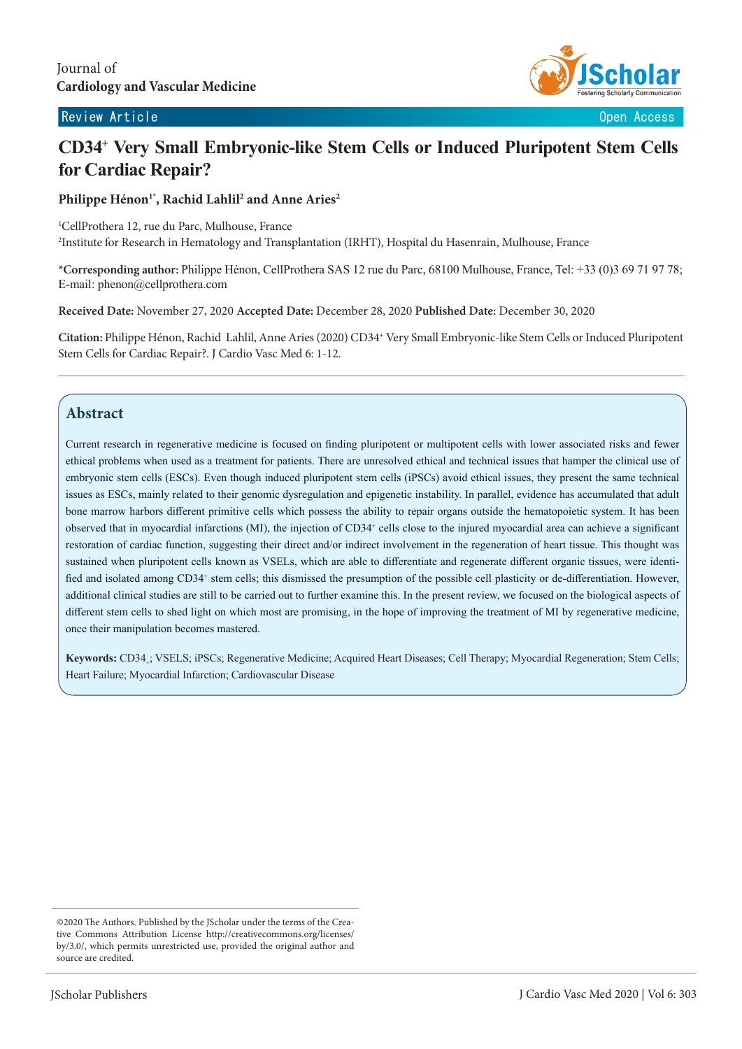Journal of
**Cardiology and Vascular Medicine**

Review Article | Open Access

# CD34⁺ Very Small Embryonic-like Stem Cells or Induced Pluripotent Stem Cells for Cardiac Repair?

**Philippe Hénon[1*], Rachid Lahlil[2] and Anne Aries[2]**

[1]CellProthera 12, rue du Parc, Mulhouse, France
[2]Institute for Research in Hematology and Transplantation (IRHT), Hospital du Hasenrain, Mulhouse, France

***Corresponding author:** Philippe Hénon, CellProthera SAS 12 rue du Parc, 68100 Mulhouse, France, Tel: +33 (0)3 69 71 97 78; E-mail: phenon@cellprothera.com

**Received Date:** November 27, 2020 **Accepted Date:** December 28, 2020 **Published Date:** December 30, 2020

**Citation:** Philippe Hénon, Rachid Lahlil, Anne Aries (2020) CD34⁺ Very Small Embryonic-like Stem Cells or Induced Pluripotent Stem Cells for Cardiac Repair?. J Cardio Vasc Med 6: 1-12.

## Abstract

Current research in regenerative medicine is focused on finding pluripotent or multipotent cells with lower associated risks and fewer ethical problems when used as a treatment for patients. There are unresolved ethical and technical issues that hamper the clinical use of embryonic stem cells (ESCs). Even though induced pluripotent stem cells (iPSCs) avoid ethical issues, they present the same technical issues as ESCs, mainly related to their genomic dysregulation and epigenetic instability. In parallel, evidence has accumulated that adult bone marrow harbors different primitive cells which possess the ability to repair organs outside the hematopoietic system. It has been observed that in myocardial infarctions (MI), the injection of CD34⁺ cells close to the injured myocardial area can achieve a significant restoration of cardiac function, suggesting their direct and/or indirect involvement in the regeneration of heart tissue. This thought was sustained when pluripotent cells known as VSELs, which are able to differentiate and regenerate different organic tissues, were identified and isolated among CD34⁺ stem cells; this dismissed the presumption of the possible cell plasticity or de-differentiation. However, additional clinical studies are still to be carried out to further examine this. In the present review, we focused on the biological aspects of different stem cells to shed light on which most are promising, in the hope of improving the treatment of MI by regenerative medicine, once their manipulation becomes mastered.

**Keywords:** CD34₊; VSELS; iPSCs; Regenerative Medicine; Acquired Heart Diseases; Cell Therapy; Myocardial Regeneration; Stem Cells; Heart Failure; Myocardial Infarction; Cardiovascular Disease

©2020 The Authors. Published by the JScholar under the terms of the Creative Commons Attribution License http://creativecommons.org/licenses/by/3.0/, which permits unrestricted use, provided the original author and source are credited.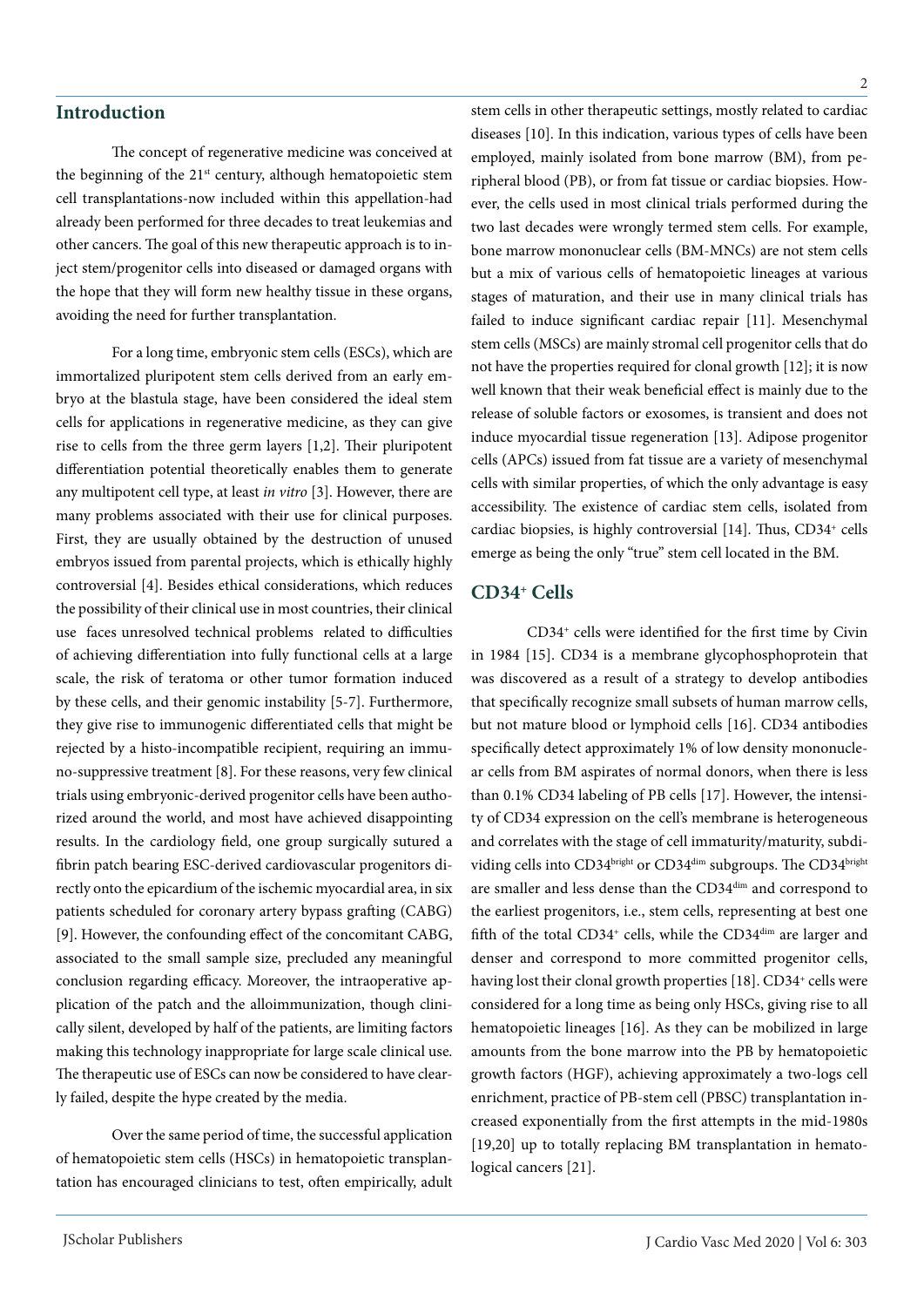## Introduction

The concept of regenerative medicine was conceived at the beginning of the 21st century, although hematopoietic stem cell transplantations-now included within this appellation-had already been performed for three decades to treat leukemias and other cancers. The goal of this new therapeutic approach is to inject stem/progenitor cells into diseased or damaged organs with the hope that they will form new healthy tissue in these organs, avoiding the need for further transplantation.

For a long time, embryonic stem cells (ESCs), which are immortalized pluripotent stem cells derived from an early embryo at the blastula stage, have been considered the ideal stem cells for applications in regenerative medicine, as they can give rise to cells from the three germ layers [1,2]. Their pluripotent differentiation potential theoretically enables them to generate any multipotent cell type, at least *in vitro* [3]. However, there are many problems associated with their use for clinical purposes. First, they are usually obtained by the destruction of unused embryos issued from parental projects, which is ethically highly controversial [4]. Besides ethical considerations, which reduces the possibility of their clinical use in most countries, their clinical use faces unresolved technical problems related to difficulties of achieving differentiation into fully functional cells at a large scale, the risk of teratoma or other tumor formation induced by these cells, and their genomic instability [5-7]. Furthermore, they give rise to immunogenic differentiated cells that might be rejected by a histo-incompatible recipient, requiring an immuno-suppressive treatment [8]. For these reasons, very few clinical trials using embryonic-derived progenitor cells have been authorized around the world, and most have achieved disappointing results. In the cardiology field, one group surgically sutured a fibrin patch bearing ESC-derived cardiovascular progenitors directly onto the epicardium of the ischemic myocardial area, in six patients scheduled for coronary artery bypass grafting (CABG) [9]. However, the confounding effect of the concomitant CABG, associated to the small sample size, precluded any meaningful conclusion regarding efficacy. Moreover, the intraoperative application of the patch and the alloimmunization, though clinically silent, developed by half of the patients, are limiting factors making this technology inappropriate for large scale clinical use. The therapeutic use of ESCs can now be considered to have clearly failed, despite the hype created by the media.

Over the same period of time, the successful application of hematopoietic stem cells (HSCs) in hematopoietic transplantation has encouraged clinicians to test, often empirically, adult stem cells in other therapeutic settings, mostly related to cardiac diseases [10]. In this indication, various types of cells have been employed, mainly isolated from bone marrow (BM), from peripheral blood (PB), or from fat tissue or cardiac biopsies. However, the cells used in most clinical trials performed during the two last decades were wrongly termed stem cells. For example, bone marrow mononuclear cells (BM-MNCs) are not stem cells but a mix of various cells of hematopoietic lineages at various stages of maturation, and their use in many clinical trials has failed to induce significant cardiac repair [11]. Mesenchymal stem cells (MSCs) are mainly stromal cell progenitor cells that do not have the properties required for clonal growth [12]; it is now well known that their weak beneficial effect is mainly due to the release of soluble factors or exosomes, is transient and does not induce myocardial tissue regeneration [13]. Adipose progenitor cells (APCs) issued from fat tissue are a variety of mesenchymal cells with similar properties, of which the only advantage is easy accessibility. The existence of cardiac stem cells, isolated from cardiac biopsies, is highly controversial [14]. Thus, $CD34^+$ cells emerge as being the only "true" stem cell located in the BM.

## $CD34^+$ Cells

$CD34^+$ cells were identified for the first time by Civin in 1984 [15]. CD34 is a membrane glycophosphoprotein that was discovered as a result of a strategy to develop antibodies that specifically recognize small subsets of human marrow cells, but not mature blood or lymphoid cells [16]. CD34 antibodies specifically detect approximately 1% of low density mononuclear cells from BM aspirates of normal donors, when there is less than 0.1% CD34 labeling of PB cells [17]. However, the intensity of CD34 expression on the cell's membrane is heterogeneous and correlates with the stage of cell immaturity/maturity, subdividing cells into $CD34^{bright}$ or $CD34^{dim}$ subgroups. The $CD34^{bright}$ are smaller and less dense than the $CD34^{dim}$ and correspond to the earliest progenitors, i.e., stem cells, representing at best one fifth of the total $CD34^+$ cells, while the $CD34^{dim}$ are larger and denser and correspond to more committed progenitor cells, having lost their clonal growth properties [18]. $CD34^+$ cells were considered for a long time as being only HSCs, giving rise to all hematopoietic lineages [16]. As they can be mobilized in large amounts from the bone marrow into the PB by hematopoietic growth factors (HGF), achieving approximately a two-logs cell enrichment, practice of PB-stem cell (PBSC) transplantation increased exponentially from the first attempts in the mid-1980s [19,20] up to totally replacing BM transplantation in hematological cancers [21].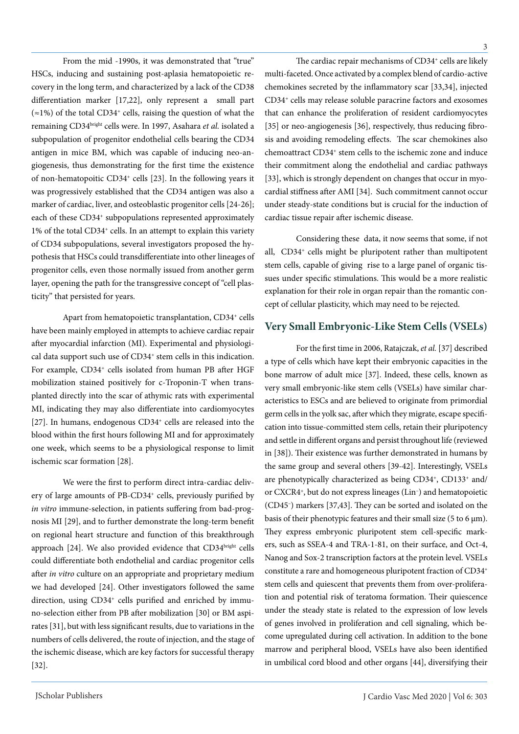From the mid -1990s, it was demonstrated that "true" HSCs, inducing and sustaining post-aplasia hematopoietic recovery in the long term, and characterized by a lack of the CD38 differentiation marker [17,22], only represent a small part (≈1%) of the total CD34$^+$ cells, raising the question of what the remaining CD34$^{bright}$ cells were. In 1997, Asahara *et al.* isolated a subpopulation of progenitor endothelial cells bearing the CD34 antigen in mice BM, which was capable of inducing neo-angiogenesis, thus demonstrating for the first time the existence of non-hematopoitic CD34$^+$ cells [23]. In the following years it was progressively established that the CD34 antigen was also a marker of cardiac, liver, and osteoblastic progenitor cells [24-26]; each of these CD34$^+$ subpopulations represented approximately 1% of the total CD34$^+$ cells. In an attempt to explain this variety of CD34 subpopulations, several investigators proposed the hypothesis that HSCs could transdifferentiate into other lineages of progenitor cells, even those normally issued from another germ layer, opening the path for the transgressive concept of "cell plasticity" that persisted for years.

Apart from hematopoietic transplantation, CD34$^+$ cells have been mainly employed in attempts to achieve cardiac repair after myocardial infarction (MI). Experimental and physiological data support such use of CD34$^+$ stem cells in this indication. For example, CD34$^+$ cells isolated from human PB after HGF mobilization stained positively for c-Troponin-T when transplanted directly into the scar of athymic rats with experimental MI, indicating they may also differentiate into cardiomyocytes [27]. In humans, endogenous CD34$^+$ cells are released into the blood within the first hours following MI and for approximately one week, which seems to be a physiological response to limit ischemic scar formation [28].

We were the first to perform direct intra-cardiac delivery of large amounts of PB-CD34$^+$ cells, previously purified by *in vitro* immune-selection, in patients suffering from bad-prognosis MI [29], and to further demonstrate the long-term benefit on regional heart structure and function of this breakthrough approach [24]. We also provided evidence that CD34$^{bright}$ cells could differentiate both endothelial and cardiac progenitor cells after *in vitro* culture on an appropriate and proprietary medium we had developed [24]. Other investigators followed the same direction, using CD34$^+$ cells purified and enriched by immuno-selection either from PB after mobilization [30] or BM aspirates [31], but with less significant results, due to variations in the numbers of cells delivered, the route of injection, and the stage of the ischemic disease, which are key factors for successful therapy [32].

The cardiac repair mechanisms of CD34$^+$ cells are likely multi-faceted. Once activated by a complex blend of cardio-active chemokines secreted by the inflammatory scar [33,34], injected CD34$^+$ cells may release soluble paracrine factors and exosomes that can enhance the proliferation of resident cardiomyocytes [35] or neo-angiogenesis [36], respectively, thus reducing fibrosis and avoiding remodeling effects. The scar chemokines also chemoattract CD34$^+$ stem cells to the ischemic zone and induce their commitment along the endothelial and cardiac pathways [33], which is strongly dependent on changes that occur in myocardial stiffness after AMI [34]. Such commitment cannot occur under steady-state conditions but is crucial for the induction of cardiac tissue repair after ischemic disease.

Considering these data, it now seems that some, if not all, CD34$^+$ cells might be pluripotent rather than multipotent stem cells, capable of giving rise to a large panel of organic tissues under specific stimulations. This would be a more realistic explanation for their role in organ repair than the romantic concept of cellular plasticity, which may need to be rejected.

## Very Small Embryonic-Like Stem Cells (VSELs)

For the first time in 2006, Ratajczak, *et al.* [37] described a type of cells which have kept their embryonic capacities in the bone marrow of adult mice [37]. Indeed, these cells, known as very small embryonic-like stem cells (VSELs) have similar characteristics to ESCs and are believed to originate from primordial germ cells in the yolk sac, after which they migrate, escape specification into tissue-committed stem cells, retain their pluripotency and settle in different organs and persist throughout life (reviewed in [38]). Their existence was further demonstrated in humans by the same group and several others [39-42]. Interestingly, VSELs are phenotypically characterized as being CD34$^+$, CD133$^+$ and/or CXCR4$^+$, but do not express lineages (Lin$^-$) and hematopoietic (CD45$^-$) markers [37,43]. They can be sorted and isolated on the basis of their phenotypic features and their small size (5 to 6 µm). They express embryonic pluripotent stem cell-specific markers, such as SSEA-4 and TRA-1-81, on their surface, and Oct-4, Nanog and Sox-2 transcription factors at the protein level. VSELs constitute a rare and homogeneous pluripotent fraction of CD34$^+$ stem cells and quiescent that prevents them from over-proliferation and potential risk of teratoma formation. Their quiescence under the steady state is related to the expression of low levels of genes involved in proliferation and cell signaling, which become upregulated during cell activation. In addition to the bone marrow and peripheral blood, VSELs have also been identified in umbilical cord blood and other organs [44], diversifying their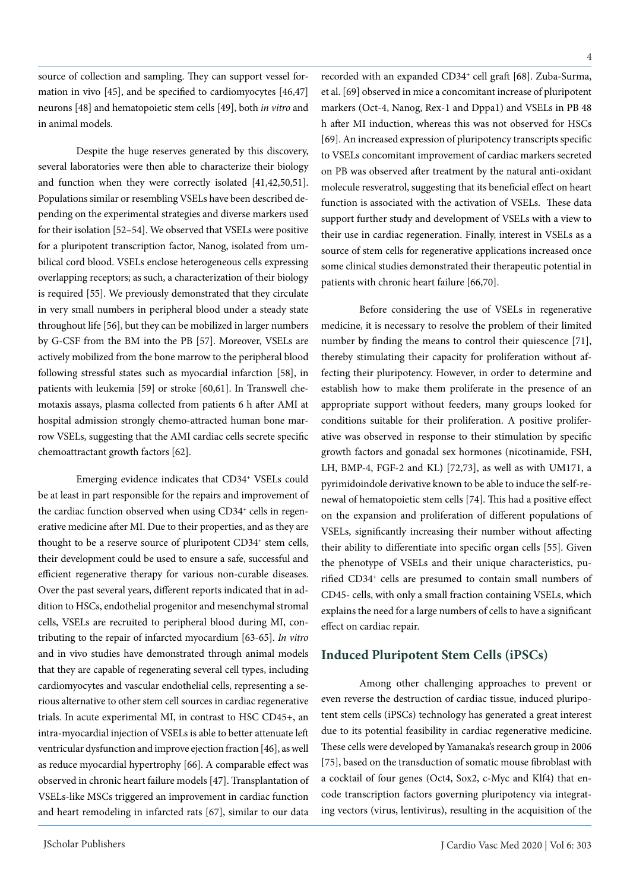source of collection and sampling. They can support vessel formation in vivo [45], and be specified to cardiomyocytes [46,47] neurons [48] and hematopoietic stem cells [49], both *in vitro* and in animal models.

Despite the huge reserves generated by this discovery, several laboratories were then able to characterize their biology and function when they were correctly isolated [41,42,50,51]. Populations similar or resembling VSELs have been described depending on the experimental strategies and diverse markers used for their isolation [52–54]. We observed that VSELs were positive for a pluripotent transcription factor, Nanog, isolated from umbilical cord blood. VSELs enclose heterogeneous cells expressing overlapping receptors; as such, a characterization of their biology is required [55]. We previously demonstrated that they circulate in very small numbers in peripheral blood under a steady state throughout life [56], but they can be mobilized in larger numbers by G-CSF from the BM into the PB [57]. Moreover, VSELs are actively mobilized from the bone marrow to the peripheral blood following stressful states such as myocardial infarction [58], in patients with leukemia [59] or stroke [60,61]. In Transwell chemotaxis assays, plasma collected from patients 6 h after AMI at hospital admission strongly chemo-attracted human bone marrow VSELs, suggesting that the AMI cardiac cells secrete specific chemoattractant growth factors [62].

Emerging evidence indicates that CD34⁺ VSELs could be at least in part responsible for the repairs and improvement of the cardiac function observed when using CD34⁺ cells in regenerative medicine after MI. Due to their properties, and as they are thought to be a reserve source of pluripotent CD34⁺ stem cells, their development could be used to ensure a safe, successful and efficient regenerative therapy for various non-curable diseases. Over the past several years, different reports indicated that in addition to HSCs, endothelial progenitor and mesenchymal stromal cells, VSELs are recruited to peripheral blood during MI, contributing to the repair of infarcted myocardium [63-65]. *In vitro* and in vivo studies have demonstrated through animal models that they are capable of regenerating several cell types, including cardiomyocytes and vascular endothelial cells, representing a serious alternative to other stem cell sources in cardiac regenerative trials. In acute experimental MI, in contrast to HSC CD45+, an intra-myocardial injection of VSELs is able to better attenuate left ventricular dysfunction and improve ejection fraction [46], as well as reduce myocardial hypertrophy [66]. A comparable effect was observed in chronic heart failure models [47]. Transplantation of VSELs-like MSCs triggered an improvement in cardiac function and heart remodeling in infarcted rats [67], similar to our data recorded with an expanded CD34⁺ cell graft [68]. Zuba-Surma, et al. [69] observed in mice a concomitant increase of pluripotent markers (Oct-4, Nanog, Rex-1 and Dppa1) and VSELs in PB 48 h after MI induction, whereas this was not observed for HSCs [69]. An increased expression of pluripotency transcripts specific to VSELs concomitant improvement of cardiac markers secreted on PB was observed after treatment by the natural anti-oxidant molecule resveratrol, suggesting that its beneficial effect on heart function is associated with the activation of VSELs. These data support further study and development of VSELs with a view to their use in cardiac regeneration. Finally, interest in VSELs as a source of stem cells for regenerative applications increased once some clinical studies demonstrated their therapeutic potential in patients with chronic heart failure [66,70].

Before considering the use of VSELs in regenerative medicine, it is necessary to resolve the problem of their limited number by finding the means to control their quiescence [71], thereby stimulating their capacity for proliferation without affecting their pluripotency. However, in order to determine and establish how to make them proliferate in the presence of an appropriate support without feeders, many groups looked for conditions suitable for their proliferation. A positive proliferative was observed in response to their stimulation by specific growth factors and gonadal sex hormones (nicotinamide, FSH, LH, BMP-4, FGF-2 and KL) [72,73], as well as with UM171, a pyrimidoindole derivative known to be able to induce the self-renewal of hematopoietic stem cells [74]. This had a positive effect on the expansion and proliferation of different populations of VSELs, significantly increasing their number without affecting their ability to differentiate into specific organ cells [55]. Given the phenotype of VSELs and their unique characteristics, purified CD34⁺ cells are presumed to contain small numbers of CD45- cells, with only a small fraction containing VSELs, which explains the need for a large numbers of cells to have a significant effect on cardiac repair.

## Induced Pluripotent Stem Cells (iPSCs)

Among other challenging approaches to prevent or even reverse the destruction of cardiac tissue, induced pluripotent stem cells (iPSCs) technology has generated a great interest due to its potential feasibility in cardiac regenerative medicine. These cells were developed by Yamanaka's research group in 2006 [75], based on the transduction of somatic mouse fibroblast with a cocktail of four genes (Oct4, Sox2, c-Myc and Klf4) that encode transcription factors governing pluripotency via integrating vectors (virus, lentivirus), resulting in the acquisition of the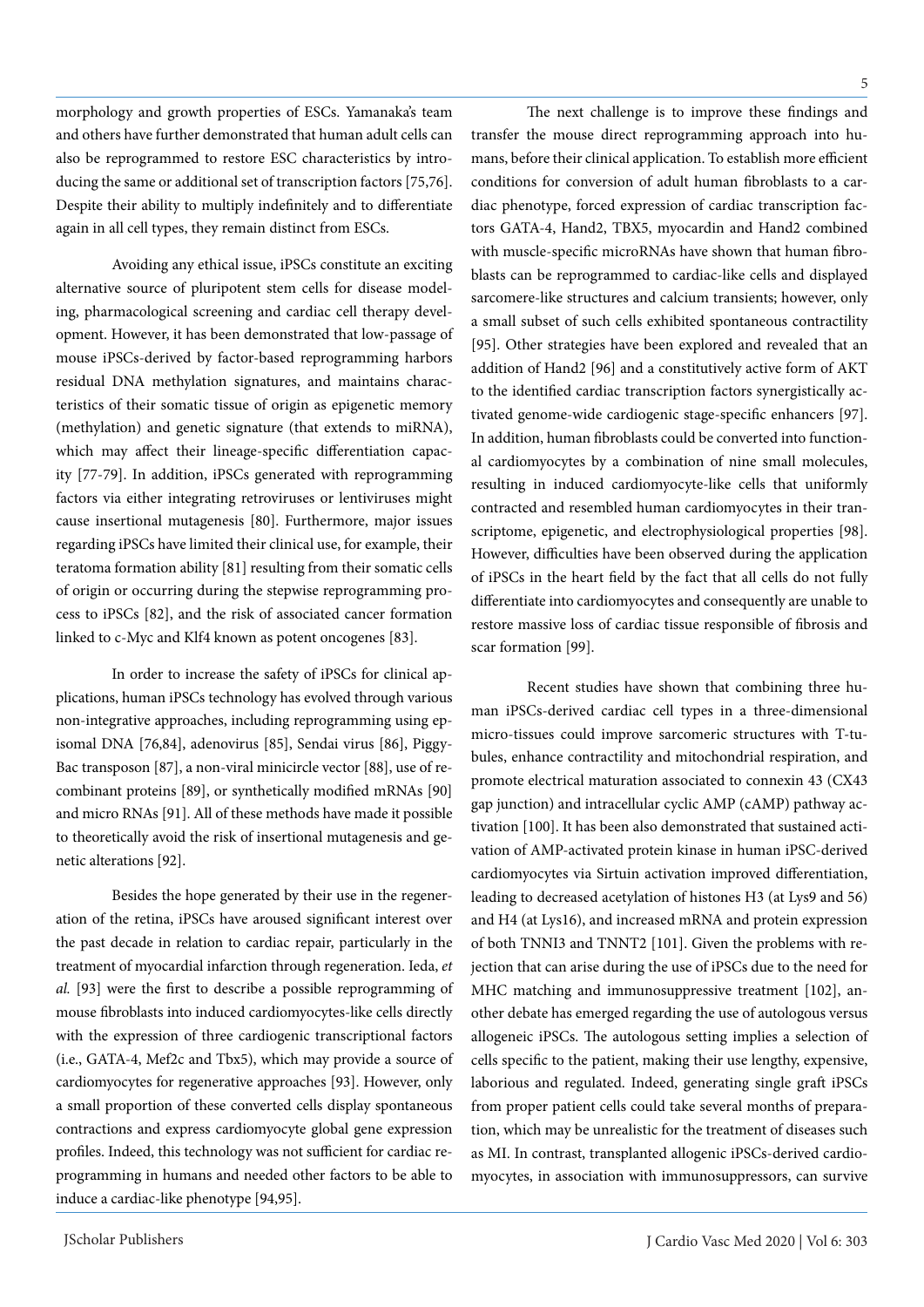morphology and growth properties of ESCs. Yamanaka's team and others have further demonstrated that human adult cells can also be reprogrammed to restore ESC characteristics by introducing the same or additional set of transcription factors [75,76]. Despite their ability to multiply indefinitely and to differentiate again in all cell types, they remain distinct from ESCs.

Avoiding any ethical issue, iPSCs constitute an exciting alternative source of pluripotent stem cells for disease modeling, pharmacological screening and cardiac cell therapy development. However, it has been demonstrated that low-passage of mouse iPSCs-derived by factor-based reprogramming harbors residual DNA methylation signatures, and maintains characteristics of their somatic tissue of origin as epigenetic memory (methylation) and genetic signature (that extends to miRNA), which may affect their lineage-specific differentiation capacity [77-79]. In addition, iPSCs generated with reprogramming factors via either integrating retroviruses or lentiviruses might cause insertional mutagenesis [80]. Furthermore, major issues regarding iPSCs have limited their clinical use, for example, their teratoma formation ability [81] resulting from their somatic cells of origin or occurring during the stepwise reprogramming process to iPSCs [82], and the risk of associated cancer formation linked to c-Myc and Klf4 known as potent oncogenes [83].

In order to increase the safety of iPSCs for clinical applications, human iPSCs technology has evolved through various non-integrative approaches, including reprogramming using episomal DNA [76,84], adenovirus [85], Sendai virus [86], PiggyBac transposon [87], a non-viral minicircle vector [88], use of recombinant proteins [89], or synthetically modified mRNAs [90] and micro RNAs [91]. All of these methods have made it possible to theoretically avoid the risk of insertional mutagenesis and genetic alterations [92].

Besides the hope generated by their use in the regeneration of the retina, iPSCs have aroused significant interest over the past decade in relation to cardiac repair, particularly in the treatment of myocardial infarction through regeneration. Ieda, *et al.* [93] were the first to describe a possible reprogramming of mouse fibroblasts into induced cardiomyocytes-like cells directly with the expression of three cardiogenic transcriptional factors (i.e., GATA-4, Mef2c and Tbx5), which may provide a source of cardiomyocytes for regenerative approaches [93]. However, only a small proportion of these converted cells display spontaneous contractions and express cardiomyocyte global gene expression profiles. Indeed, this technology was not sufficient for cardiac reprogramming in humans and needed other factors to be able to induce a cardiac-like phenotype [94,95].

The next challenge is to improve these findings and transfer the mouse direct reprogramming approach into humans, before their clinical application. To establish more efficient conditions for conversion of adult human fibroblasts to a cardiac phenotype, forced expression of cardiac transcription factors GATA-4, Hand2, TBX5, myocardin and Hand2 combined with muscle-specific microRNAs have shown that human fibroblasts can be reprogrammed to cardiac-like cells and displayed sarcomere-like structures and calcium transients; however, only a small subset of such cells exhibited spontaneous contractility [95]. Other strategies have been explored and revealed that an addition of Hand2 [96] and a constitutively active form of AKT to the identified cardiac transcription factors synergistically activated genome-wide cardiogenic stage-specific enhancers [97]. In addition, human fibroblasts could be converted into functional cardiomyocytes by a combination of nine small molecules, resulting in induced cardiomyocyte-like cells that uniformly contracted and resembled human cardiomyocytes in their transcriptome, epigenetic, and electrophysiological properties [98]. However, difficulties have been observed during the application of iPSCs in the heart field by the fact that all cells do not fully differentiate into cardiomyocytes and consequently are unable to restore massive loss of cardiac tissue responsible of fibrosis and scar formation [99].

Recent studies have shown that combining three human iPSCs-derived cardiac cell types in a three-dimensional micro-tissues could improve sarcomeric structures with T-tubules, enhance contractility and mitochondrial respiration, and promote electrical maturation associated to connexin 43 (CX43 gap junction) and intracellular cyclic AMP (cAMP) pathway activation [100]. It has been also demonstrated that sustained activation of AMP-activated protein kinase in human iPSC-derived cardiomyocytes via Sirtuin activation improved differentiation, leading to decreased acetylation of histones H3 (at Lys9 and 56) and H4 (at Lys16), and increased mRNA and protein expression of both TNNI3 and TNNT2 [101]. Given the problems with rejection that can arise during the use of iPSCs due to the need for MHC matching and immunosuppressive treatment [102], another debate has emerged regarding the use of autologous versus allogeneic iPSCs. The autologous setting implies a selection of cells specific to the patient, making their use lengthy, expensive, laborious and regulated. Indeed, generating single graft iPSCs from proper patient cells could take several months of preparation, which may be unrealistic for the treatment of diseases such as MI. In contrast, transplanted allogenic iPSCs-derived cardiomyocytes, in association with immunosuppressors, can survive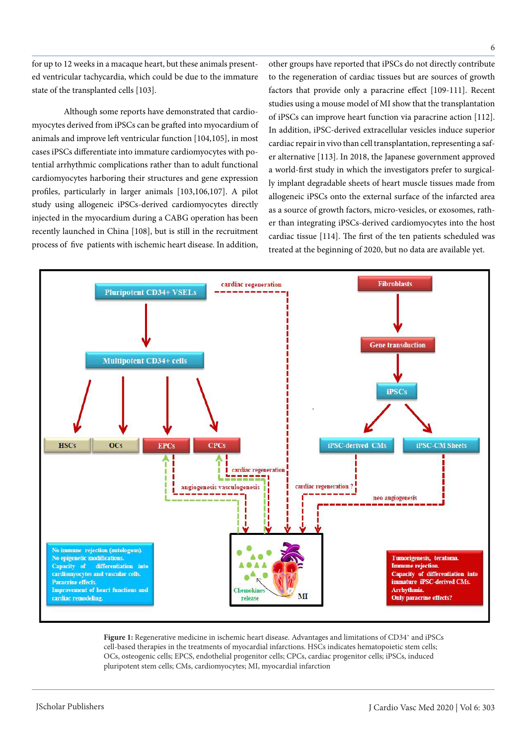for up to 12 weeks in a macaque heart, but these animals presented ventricular tachycardia, which could be due to the immature state of the transplanted cells [103].

Although some reports have demonstrated that cardiomyocytes derived from iPSCs can be grafted into myocardium of animals and improve left ventricular function [104,105], in most cases iPSCs differentiate into immature cardiomyocytes with potential arrhythmic complications rather than to adult functional cardiomyocytes harboring their structures and gene expression profiles, particularly in larger animals [103,106,107]. A pilot study using allogeneic iPSCs-derived cardiomyocytes directly injected in the myocardium during a CABG operation has been recently launched in China [108], but is still in the recruitment process of five patients with ischemic heart disease. In addition, other groups have reported that iPSCs do not directly contribute to the regeneration of cardiac tissues but are sources of growth factors that provide only a paracrine effect [109-111]. Recent studies using a mouse model of MI show that the transplantation of iPSCs can improve heart function via paracrine action [112]. In addition, iPSC-derived extracellular vesicles induce superior cardiac repair in vivo than cell transplantation, representing a safer alternative [113]. In 2018, the Japanese government approved a world-first study in which the investigators prefer to surgically implant degradable sheets of heart muscle tissues made from allogeneic iPSCs onto the external surface of the infarcted area as a source of growth factors, micro-vesicles, or exosomes, rather than integrating iPSCs-derived cardiomyocytes into the host cardiac tissue [114]. The first of the ten patients scheduled was treated at the beginning of 2020, but no data are available yet.

**Figure 1:** Regenerative medicine in ischemic heart disease. Advantages and limitations of CD34$^{+}$ and iPSCs cell-based therapies in the treatments of myocardial infarctions. HSCs indicates hematopoietic stem cells; OCs, osteogenic cells; EPCS, endothelial progenitor cells; CPCs, cardiac progenitor cells; iPSCs, induced pluripotent stem cells; CMs, cardiomyocytes; MI, myocardial infarction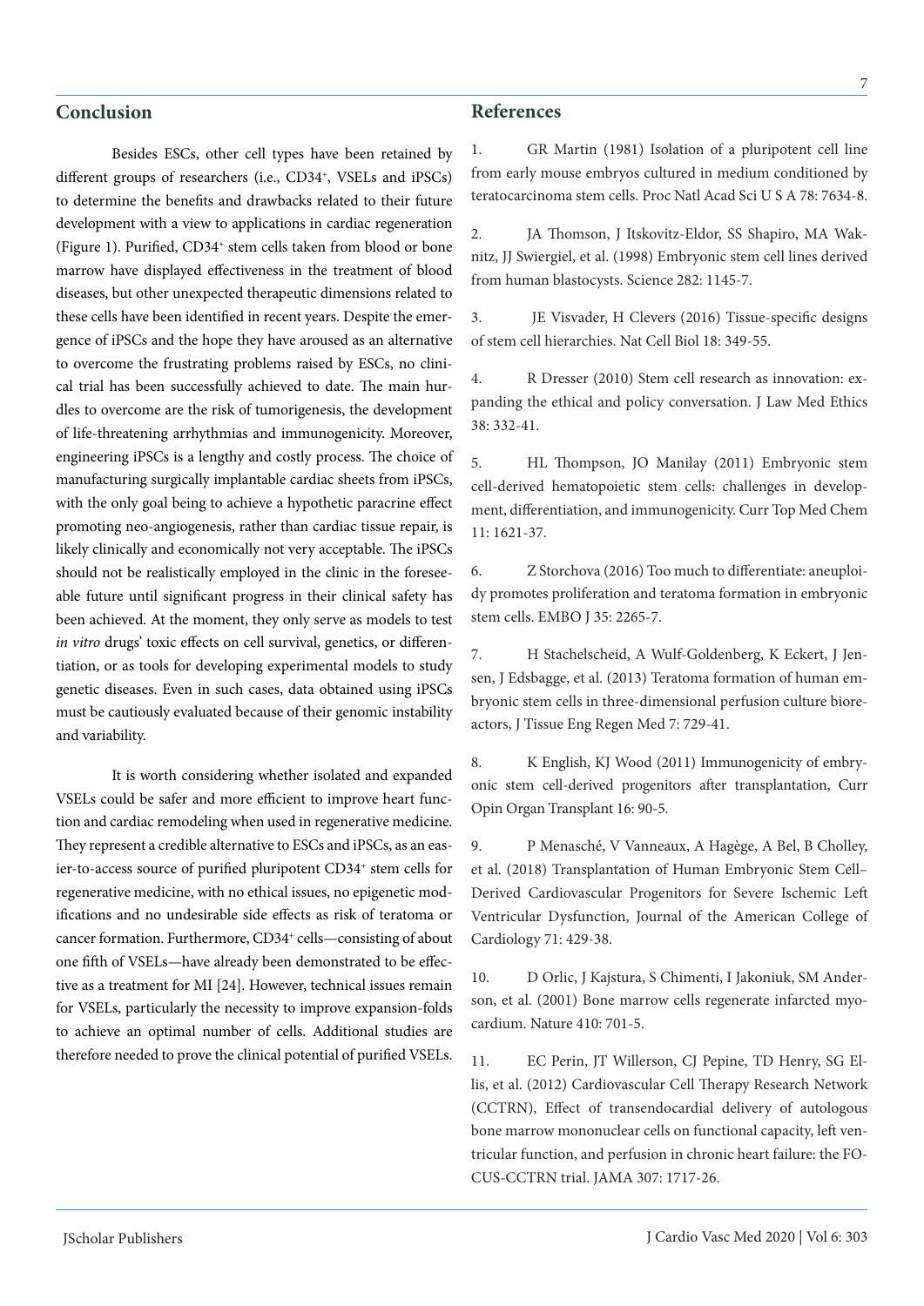## Conclusion

Besides ESCs, other cell types have been retained by different groups of researchers (i.e., CD34$^+$, VSELs and iPSCs) to determine the benefits and drawbacks related to their future development with a view to applications in cardiac regeneration (Figure 1). Purified, CD34$^+$ stem cells taken from blood or bone marrow have displayed effectiveness in the treatment of blood diseases, but other unexpected therapeutic dimensions related to these cells have been identified in recent years. Despite the emergence of iPSCs and the hope they have aroused as an alternative to overcome the frustrating problems raised by ESCs, no clinical trial has been successfully achieved to date. The main hurdles to overcome are the risk of tumorigenesis, the development of life-threatening arrhythmias and immunogenicity. Moreover, engineering iPSCs is a lengthy and costly process. The choice of manufacturing surgically implantable cardiac sheets from iPSCs, with the only goal being to achieve a hypothetic paracrine effect promoting neo-angiogenesis, rather than cardiac tissue repair, is likely clinically and economically not very acceptable. The iPSCs should not be realistically employed in the clinic in the foreseeable future until significant progress in their clinical safety has been achieved. At the moment, they only serve as models to test *in vitro* drugs' toxic effects on cell survival, genetics, or differentiation, or as tools for developing experimental models to study genetic diseases. Even in such cases, data obtained using iPSCs must be cautiously evaluated because of their genomic instability and variability.

It is worth considering whether isolated and expanded VSELs could be safer and more efficient to improve heart function and cardiac remodeling when used in regenerative medicine. They represent a credible alternative to ESCs and iPSCs, as an easier-to-access source of purified pluripotent CD34$^+$ stem cells for regenerative medicine, with no ethical issues, no epigenetic modifications and no undesirable side effects as risk of teratoma or cancer formation. Furthermore, CD34$^+$ cells—consisting of about one fifth of VSELs—have already been demonstrated to be effective as a treatment for MI [24]. However, technical issues remain for VSELs, particularly the necessity to improve expansion-folds to achieve an optimal number of cells. Additional studies are therefore needed to prove the clinical potential of purified VSELs.

## References

1. GR Martin (1981) Isolation of a pluripotent cell line from early mouse embryos cultured in medium conditioned by teratocarcinoma stem cells. Proc Natl Acad Sci U S A 78: 7634-8.

2. JA Thomson, J Itskovitz-Eldor, SS Shapiro, MA Waknitz, JJ Swiergiel, et al. (1998) Embryonic stem cell lines derived from human blastocysts. Science 282: 1145-7.

3. JE Visvader, H Clevers (2016) Tissue-specific designs of stem cell hierarchies. Nat Cell Biol 18: 349-55.

4. R Dresser (2010) Stem cell research as innovation: expanding the ethical and policy conversation. J Law Med Ethics 38: 332-41.

5. HL Thompson, JO Manilay (2011) Embryonic stem cell-derived hematopoietic stem cells: challenges in development, differentiation, and immunogenicity. Curr Top Med Chem 11: 1621-37.

6. Z Storchova (2016) Too much to differentiate: aneuploidy promotes proliferation and teratoma formation in embryonic stem cells. EMBO J 35: 2265-7.

7. H Stachelscheid, A Wulf-Goldenberg, K Eckert, J Jensen, J Edsbagge, et al. (2013) Teratoma formation of human embryonic stem cells in three-dimensional perfusion culture bioreactors, J Tissue Eng Regen Med 7: 729-41.

8. K English, KJ Wood (2011) Immunogenicity of embryonic stem cell-derived progenitors after transplantation, Curr Opin Organ Transplant 16: 90-5.

9. P Menasché, V Vanneaux, A Hagège, A Bel, B Cholley, et al. (2018) Transplantation of Human Embryonic Stem Cell–Derived Cardiovascular Progenitors for Severe Ischemic Left Ventricular Dysfunction, Journal of the American College of Cardiology 71: 429-38.

10. D Orlic, J Kajstura, S Chimenti, I Jakoniuk, SM Anderson, et al. (2001) Bone marrow cells regenerate infarcted myocardium. Nature 410: 701-5.

11. EC Perin, JT Willerson, CJ Pepine, TD Henry, SG Ellis, et al. (2012) Cardiovascular Cell Therapy Research Network (CCTRN), Effect of transendocardial delivery of autologous bone marrow mononuclear cells on functional capacity, left ventricular function, and perfusion in chronic heart failure: the FOCUS-CCTRN trial. JAMA 307: 1717-26.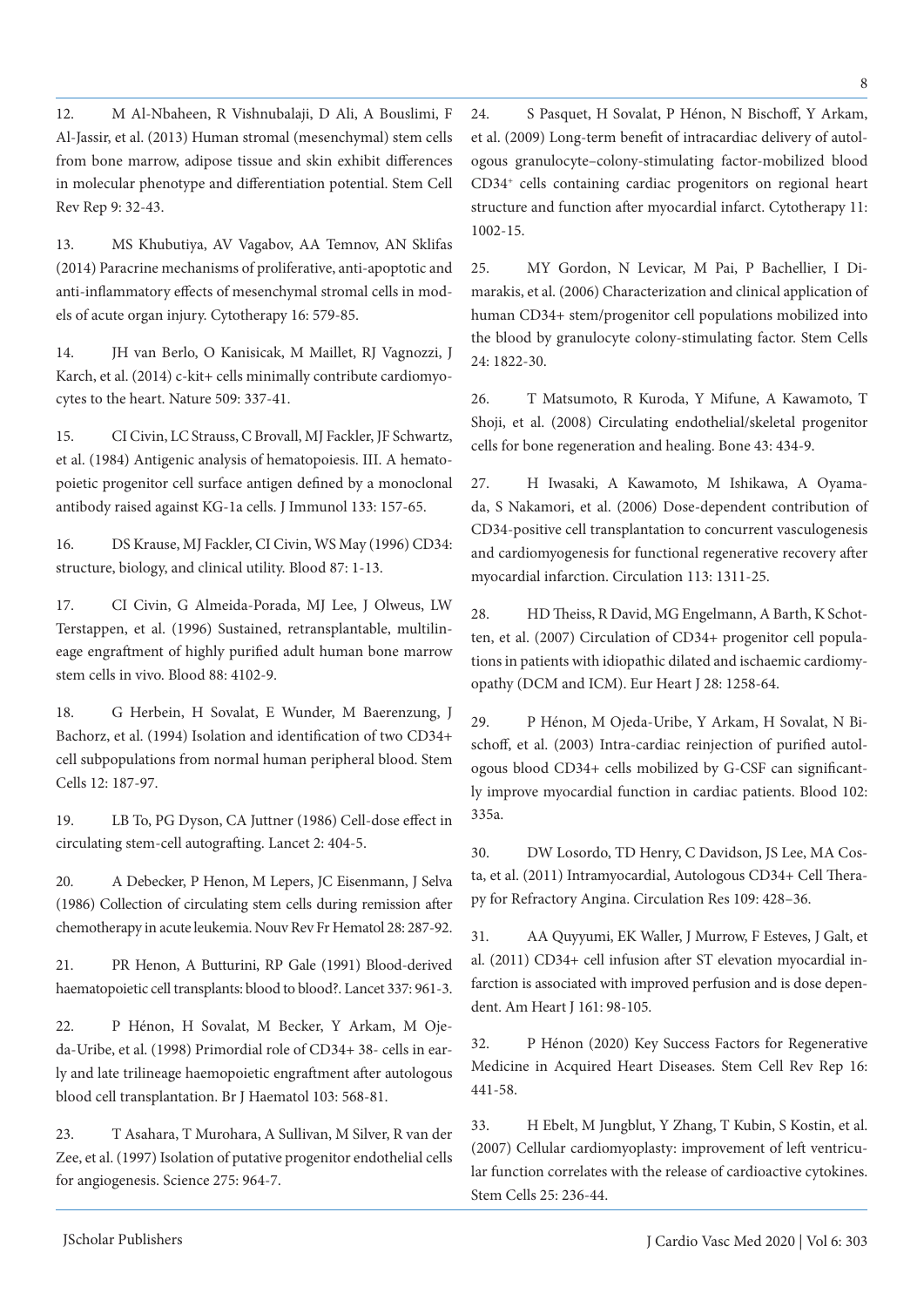12. M Al-Nbaheen, R Vishnubalaji, D Ali, A Bouslimi, F Al-Jassir, et al. (2013) Human stromal (mesenchymal) stem cells from bone marrow, adipose tissue and skin exhibit differences in molecular phenotype and differentiation potential. Stem Cell Rev Rep 9: 32-43.

13. MS Khubutiya, AV Vagabov, AA Temnov, AN Sklifas (2014) Paracrine mechanisms of proliferative, anti-apoptotic and anti-inflammatory effects of mesenchymal stromal cells in models of acute organ injury. Cytotherapy 16: 579-85.

14. JH van Berlo, O Kanisicak, M Maillet, RJ Vagnozzi, J Karch, et al. (2014) c-kit+ cells minimally contribute cardiomyocytes to the heart. Nature 509: 337-41.

15. CI Civin, LC Strauss, C Brovall, MJ Fackler, JF Schwartz, et al. (1984) Antigenic analysis of hematopoiesis. III. A hematopoietic progenitor cell surface antigen defined by a monoclonal antibody raised against KG-1a cells. J Immunol 133: 157-65.

16. DS Krause, MJ Fackler, CI Civin, WS May (1996) CD34: structure, biology, and clinical utility. Blood 87: 1-13.

17. CI Civin, G Almeida-Porada, MJ Lee, J Olweus, LW Terstappen, et al. (1996) Sustained, retransplantable, multilineage engraftment of highly purified adult human bone marrow stem cells in vivo. Blood 88: 4102-9.

18. G Herbein, H Sovalat, E Wunder, M Baerenzung, J Bachorz, et al. (1994) Isolation and identification of two CD34+ cell subpopulations from normal human peripheral blood. Stem Cells 12: 187-97.

19. LB To, PG Dyson, CA Juttner (1986) Cell-dose effect in circulating stem-cell autografting. Lancet 2: 404-5.

20. A Debecker, P Henon, M Lepers, JC Eisenmann, J Selva (1986) Collection of circulating stem cells during remission after chemotherapy in acute leukemia. Nouv Rev Fr Hematol 28: 287-92.

21. PR Henon, A Butturini, RP Gale (1991) Blood-derived haematopoietic cell transplants: blood to blood?. Lancet 337: 961-3.

22. P Hénon, H Sovalat, M Becker, Y Arkam, M Ojeda-Uribe, et al. (1998) Primordial role of CD34+ 38- cells in early and late trilineage haemopoietic engraftment after autologous blood cell transplantation. Br J Haematol 103: 568-81.

23. T Asahara, T Murohara, A Sullivan, M Silver, R van der Zee, et al. (1997) Isolation of putative progenitor endothelial cells for angiogenesis. Science 275: 964-7.

24. S Pasquet, H Sovalat, P Hénon, N Bischoff, Y Arkam, et al. (2009) Long-term benefit of intracardiac delivery of autologous granulocyte–colony-stimulating factor-mobilized blood $CD34^{+}$ cells containing cardiac progenitors on regional heart structure and function after myocardial infarct. Cytotherapy 11: 1002-15.

25. MY Gordon, N Levicar, M Pai, P Bachellier, I Dimarakis, et al. (2006) Characterization and clinical application of human CD34+ stem/progenitor cell populations mobilized into the blood by granulocyte colony-stimulating factor. Stem Cells 24: 1822-30.

26. T Matsumoto, R Kuroda, Y Mifune, A Kawamoto, T Shoji, et al. (2008) Circulating endothelial/skeletal progenitor cells for bone regeneration and healing. Bone 43: 434-9.

27. H Iwasaki, A Kawamoto, M Ishikawa, A Oyamada, S Nakamori, et al. (2006) Dose-dependent contribution of CD34-positive cell transplantation to concurrent vasculogenesis and cardiomyogenesis for functional regenerative recovery after myocardial infarction. Circulation 113: 1311-25.

28. HD Theiss, R David, MG Engelmann, A Barth, K Schotten, et al. (2007) Circulation of CD34+ progenitor cell populations in patients with idiopathic dilated and ischaemic cardiomyopathy (DCM and ICM). Eur Heart J 28: 1258-64.

29. P Hénon, M Ojeda-Uribe, Y Arkam, H Sovalat, N Bischoff, et al. (2003) Intra-cardiac reinjection of purified autologous blood CD34+ cells mobilized by G-CSF can significantly improve myocardial function in cardiac patients. Blood 102: 335a.

30. DW Losordo, TD Henry, C Davidson, JS Lee, MA Costa, et al. (2011) Intramyocardial, Autologous CD34+ Cell Therapy for Refractory Angina. Circulation Res 109: 428–36.

31. AA Quyyumi, EK Waller, J Murrow, F Esteves, J Galt, et al. (2011) CD34+ cell infusion after ST elevation myocardial infarction is associated with improved perfusion and is dose dependent. Am Heart J 161: 98-105.

32. P Hénon (2020) Key Success Factors for Regenerative Medicine in Acquired Heart Diseases. Stem Cell Rev Rep 16: 441-58.

33. H Ebelt, M Jungblut, Y Zhang, T Kubin, S Kostin, et al. (2007) Cellular cardiomyoplasty: improvement of left ventricular function correlates with the release of cardioactive cytokines. Stem Cells 25: 236-44.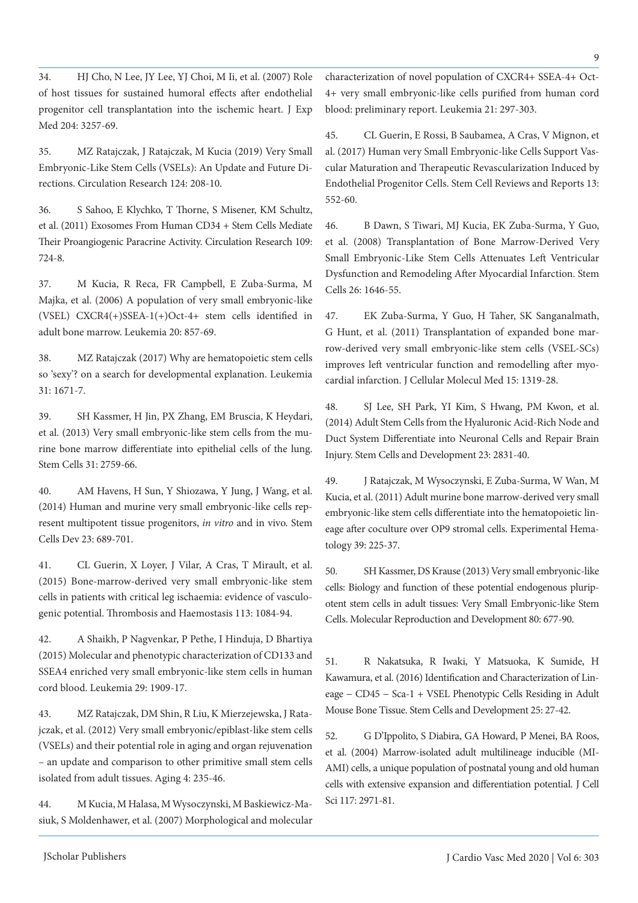34. HJ Cho, N Lee, JY Lee, YJ Choi, M Ii, et al. (2007) Role of host tissues for sustained humoral effects after endothelial progenitor cell transplantation into the ischemic heart. J Exp Med 204: 3257-69.

35. MZ Ratajczak, J Ratajczak, M Kucia (2019) Very Small Embryonic-Like Stem Cells (VSELs): An Update and Future Directions. Circulation Research 124: 208-10.

36. S Sahoo, E Klychko, T Thorne, S Misener, KM Schultz, et al. (2011) Exosomes From Human CD34 + Stem Cells Mediate Their Proangiogenic Paracrine Activity. Circulation Research 109: 724-8.

37. M Kucia, R Reca, FR Campbell, E Zuba-Surma, M Majka, et al. (2006) A population of very small embryonic-like (VSEL) CXCR4(+)SSEA-1(+)Oct-4+ stem cells identified in adult bone marrow. Leukemia 20: 857-69.

38. MZ Ratajczak (2017) Why are hematopoietic stem cells so 'sexy'? on a search for developmental explanation. Leukemia 31: 1671-7.

39. SH Kassmer, H Jin, PX Zhang, EM Bruscia, K Heydari, et al. (2013) Very small embryonic-like stem cells from the murine bone marrow differentiate into epithelial cells of the lung. Stem Cells 31: 2759-66.

40. AM Havens, H Sun, Y Shiozawa, Y Jung, J Wang, et al. (2014) Human and murine very small embryonic-like cells represent multipotent tissue progenitors, *in vitro* and in vivo. Stem Cells Dev 23: 689-701.

41. CL Guerin, X Loyer, J Vilar, A Cras, T Mirault, et al. (2015) Bone-marrow-derived very small embryonic-like stem cells in patients with critical leg ischaemia: evidence of vasculogenic potential. Thrombosis and Haemostasis 113: 1084-94.

42. A Shaikh, P Nagvenkar, P Pethe, I Hinduja, D Bhartiya (2015) Molecular and phenotypic characterization of CD133 and SSEA4 enriched very small embryonic-like stem cells in human cord blood. Leukemia 29: 1909-17.

43. MZ Ratajczak, DM Shin, R Liu, K Mierzejewska, J Ratajczak, et al. (2012) Very small embryonic/epiblast-like stem cells (VSELs) and their potential role in aging and organ rejuvenation – an update and comparison to other primitive small stem cells isolated from adult tissues. Aging 4: 235-46.

44. M Kucia, M Halasa, M Wysoczynski, M Baskiewicz-Masiuk, S Moldenhawer, et al. (2007) Morphological and molecular characterization of novel population of CXCR4+ SSEA-4+ Oct-4+ very small embryonic-like cells purified from human cord blood: preliminary report. Leukemia 21: 297-303.

45. CL Guerin, E Rossi, B Saubamea, A Cras, V Mignon, et al. (2017) Human very Small Embryonic-like Cells Support Vascular Maturation and Therapeutic Revascularization Induced by Endothelial Progenitor Cells. Stem Cell Reviews and Reports 13: 552-60.

46. B Dawn, S Tiwari, MJ Kucia, EK Zuba-Surma, Y Guo, et al. (2008) Transplantation of Bone Marrow-Derived Very Small Embryonic-Like Stem Cells Attenuates Left Ventricular Dysfunction and Remodeling After Myocardial Infarction. Stem Cells 26: 1646-55.

47. EK Zuba-Surma, Y Guo, H Taher, SK Sanganalmath, G Hunt, et al. (2011) Transplantation of expanded bone marrow-derived very small embryonic-like stem cells (VSEL-SCs) improves left ventricular function and remodelling after myocardial infarction. J Cellular Molecul Med 15: 1319-28.

48. SJ Lee, SH Park, YI Kim, S Hwang, PM Kwon, et al. (2014) Adult Stem Cells from the Hyaluronic Acid-Rich Node and Duct System Differentiate into Neuronal Cells and Repair Brain Injury. Stem Cells and Development 23: 2831-40.

49. J Ratajczak, M Wysoczynski, E Zuba-Surma, W Wan, M Kucia, et al. (2011) Adult murine bone marrow-derived very small embryonic-like stem cells differentiate into the hematopoietic lineage after coculture over OP9 stromal cells. Experimental Hematology 39: 225-37.

50. SH Kassmer, DS Krause (2013) Very small embryonic-like cells: Biology and function of these potential endogenous pluripotent stem cells in adult tissues: Very Small Embryonic-like Stem Cells. Molecular Reproduction and Development 80: 677-90.

51. R Nakatsuka, R Iwaki, Y Matsuoka, K Sumide, H Kawamura, et al. (2016) Identification and Characterization of Lineage − CD45 − Sca-1 + VSEL Phenotypic Cells Residing in Adult Mouse Bone Tissue. Stem Cells and Development 25: 27-42.

52. G D'Ippolito, S Diabira, GA Howard, P Menei, BA Roos, et al. (2004) Marrow-isolated adult multilineage inducible (MIAMI) cells, a unique population of postnatal young and old human cells with extensive expansion and differentiation potential. J Cell Sci 117: 2971-81.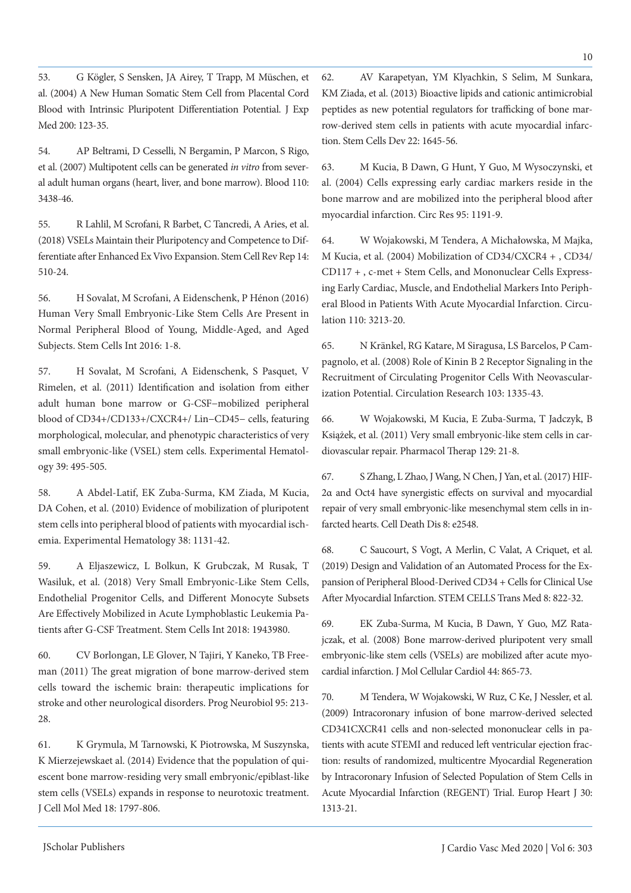53. G Kögler, S Sensken, JA Airey, T Trapp, M Müschen, et al. (2004) A New Human Somatic Stem Cell from Placental Cord Blood with Intrinsic Pluripotent Differentiation Potential. J Exp Med 200: 123-35.

54. AP Beltrami, D Cesselli, N Bergamin, P Marcon, S Rigo, et al. (2007) Multipotent cells can be generated *in vitro* from several adult human organs (heart, liver, and bone marrow). Blood 110: 3438-46.

55. R Lahlil, M Scrofani, R Barbet, C Tancredi, A Aries, et al. (2018) VSELs Maintain their Pluripotency and Competence to Differentiate after Enhanced Ex Vivo Expansion. Stem Cell Rev Rep 14: 510-24.

56. H Sovalat, M Scrofani, A Eidenschenk, P Hénon (2016) Human Very Small Embryonic-Like Stem Cells Are Present in Normal Peripheral Blood of Young, Middle-Aged, and Aged Subjects. Stem Cells Int 2016: 1-8.

57. H Sovalat, M Scrofani, A Eidenschenk, S Pasquet, V Rimelen, et al. (2011) Identification and isolation from either adult human bone marrow or G-CSF–mobilized peripheral blood of CD34+/CD133+/CXCR4+/ Lin−CD45− cells, featuring morphological, molecular, and phenotypic characteristics of very small embryonic-like (VSEL) stem cells. Experimental Hematology 39: 495-505.

58. A Abdel-Latif, EK Zuba-Surma, KM Ziada, M Kucia, DA Cohen, et al. (2010) Evidence of mobilization of pluripotent stem cells into peripheral blood of patients with myocardial ischemia. Experimental Hematology 38: 1131-42.

59. A Eljaszewicz, L Bolkun, K Grubczak, M Rusak, T Wasiluk, et al. (2018) Very Small Embryonic-Like Stem Cells, Endothelial Progenitor Cells, and Different Monocyte Subsets Are Effectively Mobilized in Acute Lymphoblastic Leukemia Patients after G-CSF Treatment. Stem Cells Int 2018: 1943980.

60. CV Borlongan, LE Glover, N Tajiri, Y Kaneko, TB Freeman (2011) The great migration of bone marrow-derived stem cells toward the ischemic brain: therapeutic implications for stroke and other neurological disorders. Prog Neurobiol 95: 213-28.

61. K Grymula, M Tarnowski, K Piotrowska, M Suszynska, K Mierzejewskaet al. (2014) Evidence that the population of quiescent bone marrow-residing very small embryonic/epiblast-like stem cells (VSELs) expands in response to neurotoxic treatment. J Cell Mol Med 18: 1797-806.

62. AV Karapetyan, YM Klyachkin, S Selim, M Sunkara, KM Ziada, et al. (2013) Bioactive lipids and cationic antimicrobial peptides as new potential regulators for trafficking of bone marrow-derived stem cells in patients with acute myocardial infarction. Stem Cells Dev 22: 1645-56.

63. M Kucia, B Dawn, G Hunt, Y Guo, M Wysoczynski, et al. (2004) Cells expressing early cardiac markers reside in the bone marrow and are mobilized into the peripheral blood after myocardial infarction. Circ Res 95: 1191-9.

64. W Wojakowski, M Tendera, A Michałowska, M Majka, M Kucia, et al. (2004) Mobilization of CD34/CXCR4 + , CD34/CD117 + , c-met + Stem Cells, and Mononuclear Cells Expressing Early Cardiac, Muscle, and Endothelial Markers Into Peripheral Blood in Patients With Acute Myocardial Infarction. Circulation 110: 3213-20.

65. N Kränkel, RG Katare, M Siragusa, LS Barcelos, P Campagnolo, et al. (2008) Role of Kinin B 2 Receptor Signaling in the Recruitment of Circulating Progenitor Cells With Neovascularization Potential. Circulation Research 103: 1335-43.

66. W Wojakowski, M Kucia, E Zuba-Surma, T Jadczyk, B Książek, et al. (2011) Very small embryonic-like stem cells in cardiovascular repair. Pharmacol Therap 129: 21-8.

67. S Zhang, L Zhao, J Wang, N Chen, J Yan, et al. (2017) HIF-2α and Oct4 have synergistic effects on survival and myocardial repair of very small embryonic-like mesenchymal stem cells in infarcted hearts. Cell Death Dis 8: e2548.

68. C Saucourt, S Vogt, A Merlin, C Valat, A Criquet, et al. (2019) Design and Validation of an Automated Process for the Expansion of Peripheral Blood-Derived CD34 + Cells for Clinical Use After Myocardial Infarction. STEM CELLS Trans Med 8: 822-32.

69. EK Zuba-Surma, M Kucia, B Dawn, Y Guo, MZ Ratajczak, et al. (2008) Bone marrow-derived pluripotent very small embryonic-like stem cells (VSELs) are mobilized after acute myocardial infarction. J Mol Cellular Cardiol 44: 865-73.

70. M Tendera, W Wojakowski, W Ruz, C Ke, J Nessler, et al. (2009) Intracoronary infusion of bone marrow-derived selected CD341CXCR41 cells and non-selected mononuclear cells in patients with acute STEMI and reduced left ventricular ejection fraction: results of randomized, multicentre Myocardial Regeneration by Intracoronary Infusion of Selected Population of Stem Cells in Acute Myocardial Infarction (REGENT) Trial. Europ Heart J 30: 1313-21.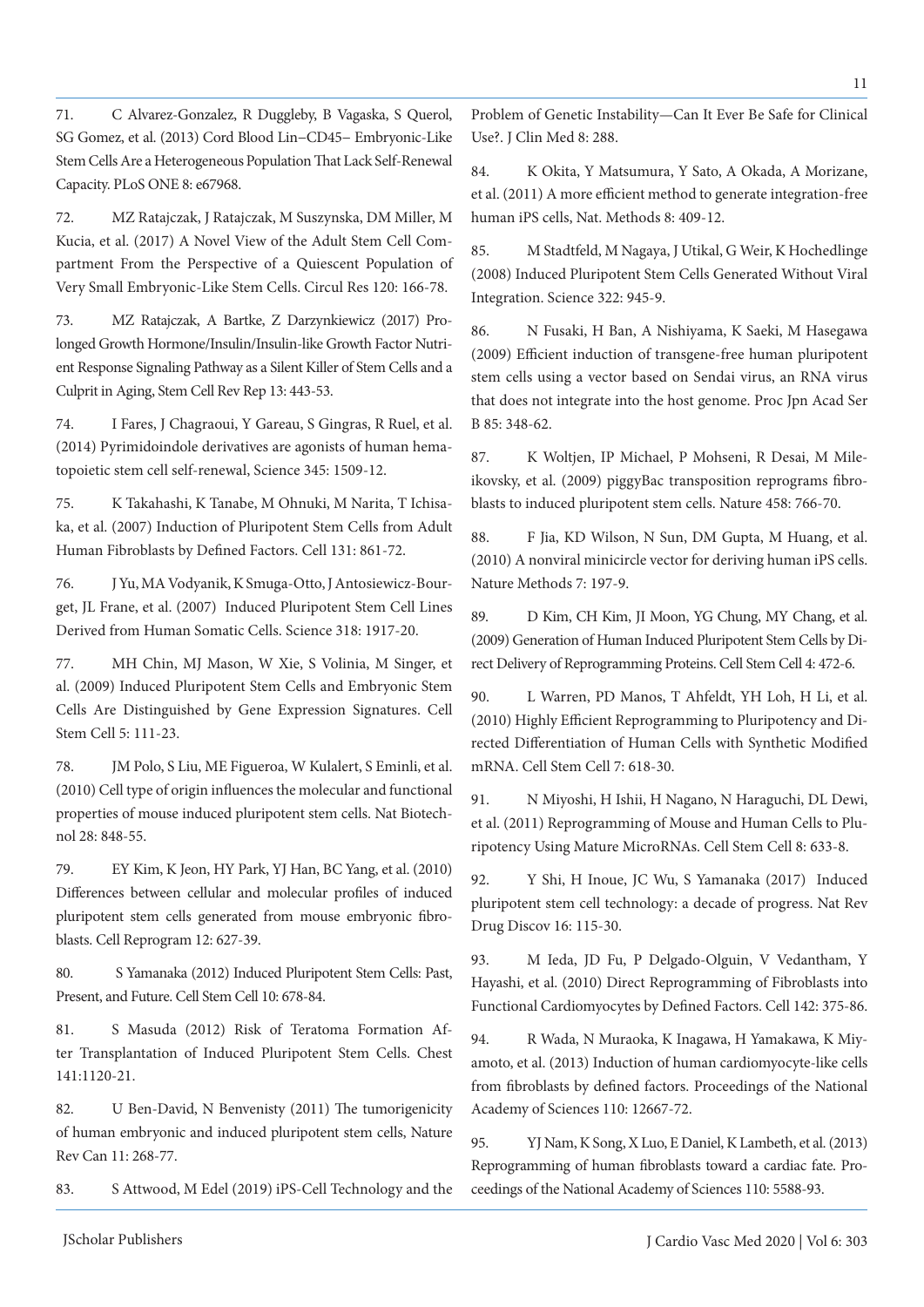71. C Alvarez-Gonzalez, R Duggleby, B Vagaska, S Querol, SG Gomez, et al. (2013) Cord Blood Lin–CD45– Embryonic-Like Stem Cells Are a Heterogeneous Population That Lack Self-Renewal Capacity. PLoS ONE 8: e67968.

72. MZ Ratajczak, J Ratajczak, M Suszynska, DM Miller, M Kucia, et al. (2017) A Novel View of the Adult Stem Cell Compartment From the Perspective of a Quiescent Population of Very Small Embryonic-Like Stem Cells. Circul Res 120: 166-78.

73. MZ Ratajczak, A Bartke, Z Darzynkiewicz (2017) Prolonged Growth Hormone/Insulin/Insulin-like Growth Factor Nutrient Response Signaling Pathway as a Silent Killer of Stem Cells and a Culprit in Aging, Stem Cell Rev Rep 13: 443-53.

74. I Fares, J Chagraoui, Y Gareau, S Gingras, R Ruel, et al. (2014) Pyrimidoindole derivatives are agonists of human hematopoietic stem cell self-renewal, Science 345: 1509-12.

75. K Takahashi, K Tanabe, M Ohnuki, M Narita, T Ichisaka, et al. (2007) Induction of Pluripotent Stem Cells from Adult Human Fibroblasts by Defined Factors. Cell 131: 861-72.

76. J Yu, MA Vodyanik, K Smuga-Otto, J Antosiewicz-Bourget, JL Frane, et al. (2007) Induced Pluripotent Stem Cell Lines Derived from Human Somatic Cells. Science 318: 1917-20.

77. MH Chin, MJ Mason, W Xie, S Volinia, M Singer, et al. (2009) Induced Pluripotent Stem Cells and Embryonic Stem Cells Are Distinguished by Gene Expression Signatures. Cell Stem Cell 5: 111-23.

78. JM Polo, S Liu, ME Figueroa, W Kulalert, S Eminli, et al. (2010) Cell type of origin influences the molecular and functional properties of mouse induced pluripotent stem cells. Nat Biotechnol 28: 848-55.

79. EY Kim, K Jeon, HY Park, YJ Han, BC Yang, et al. (2010) Differences between cellular and molecular profiles of induced pluripotent stem cells generated from mouse embryonic fibroblasts. Cell Reprogram 12: 627-39.

80. S Yamanaka (2012) Induced Pluripotent Stem Cells: Past, Present, and Future. Cell Stem Cell 10: 678-84.

81. S Masuda (2012) Risk of Teratoma Formation After Transplantation of Induced Pluripotent Stem Cells. Chest 141:1120-21.

82. U Ben-David, N Benvenisty (2011) The tumorigenicity of human embryonic and induced pluripotent stem cells, Nature Rev Can 11: 268-77.

83. S Attwood, M Edel (2019) iPS-Cell Technology and the Problem of Genetic Instability—Can It Ever Be Safe for Clinical Use?. J Clin Med 8: 288.

84. K Okita, Y Matsumura, Y Sato, A Okada, A Morizane, et al. (2011) A more efficient method to generate integration-free human iPS cells, Nat. Methods 8: 409-12.

85. M Stadtfeld, M Nagaya, J Utikal, G Weir, K Hochedlinge (2008) Induced Pluripotent Stem Cells Generated Without Viral Integration. Science 322: 945-9.

86. N Fusaki, H Ban, A Nishiyama, K Saeki, M Hasegawa (2009) Efficient induction of transgene-free human pluripotent stem cells using a vector based on Sendai virus, an RNA virus that does not integrate into the host genome. Proc Jpn Acad Ser B 85: 348-62.

87. K Woltjen, IP Michael, P Mohseni, R Desai, M Mileikovsky, et al. (2009) piggyBac transposition reprograms fibroblasts to induced pluripotent stem cells. Nature 458: 766-70.

88. F Jia, KD Wilson, N Sun, DM Gupta, M Huang, et al. (2010) A nonviral minicircle vector for deriving human iPS cells. Nature Methods 7: 197-9.

89. D Kim, CH Kim, JI Moon, YG Chung, MY Chang, et al. (2009) Generation of Human Induced Pluripotent Stem Cells by Direct Delivery of Reprogramming Proteins. Cell Stem Cell 4: 472-6.

90. L Warren, PD Manos, T Ahfeldt, YH Loh, H Li, et al. (2010) Highly Efficient Reprogramming to Pluripotency and Directed Differentiation of Human Cells with Synthetic Modified mRNA. Cell Stem Cell 7: 618-30.

91. N Miyoshi, H Ishii, H Nagano, N Haraguchi, DL Dewi, et al. (2011) Reprogramming of Mouse and Human Cells to Pluripotency Using Mature MicroRNAs. Cell Stem Cell 8: 633-8.

92. Y Shi, H Inoue, JC Wu, S Yamanaka (2017) Induced pluripotent stem cell technology: a decade of progress. Nat Rev Drug Discov 16: 115-30.

93. M Ieda, JD Fu, P Delgado-Olguin, V Vedantham, Y Hayashi, et al. (2010) Direct Reprogramming of Fibroblasts into Functional Cardiomyocytes by Defined Factors. Cell 142: 375-86.

94. R Wada, N Muraoka, K Inagawa, H Yamakawa, K Miyamoto, et al. (2013) Induction of human cardiomyocyte-like cells from fibroblasts by defined factors. Proceedings of the National Academy of Sciences 110: 12667-72.

95. YJ Nam, K Song, X Luo, E Daniel, K Lambeth, et al. (2013) Reprogramming of human fibroblasts toward a cardiac fate. Proceedings of the National Academy of Sciences 110: 5588-93.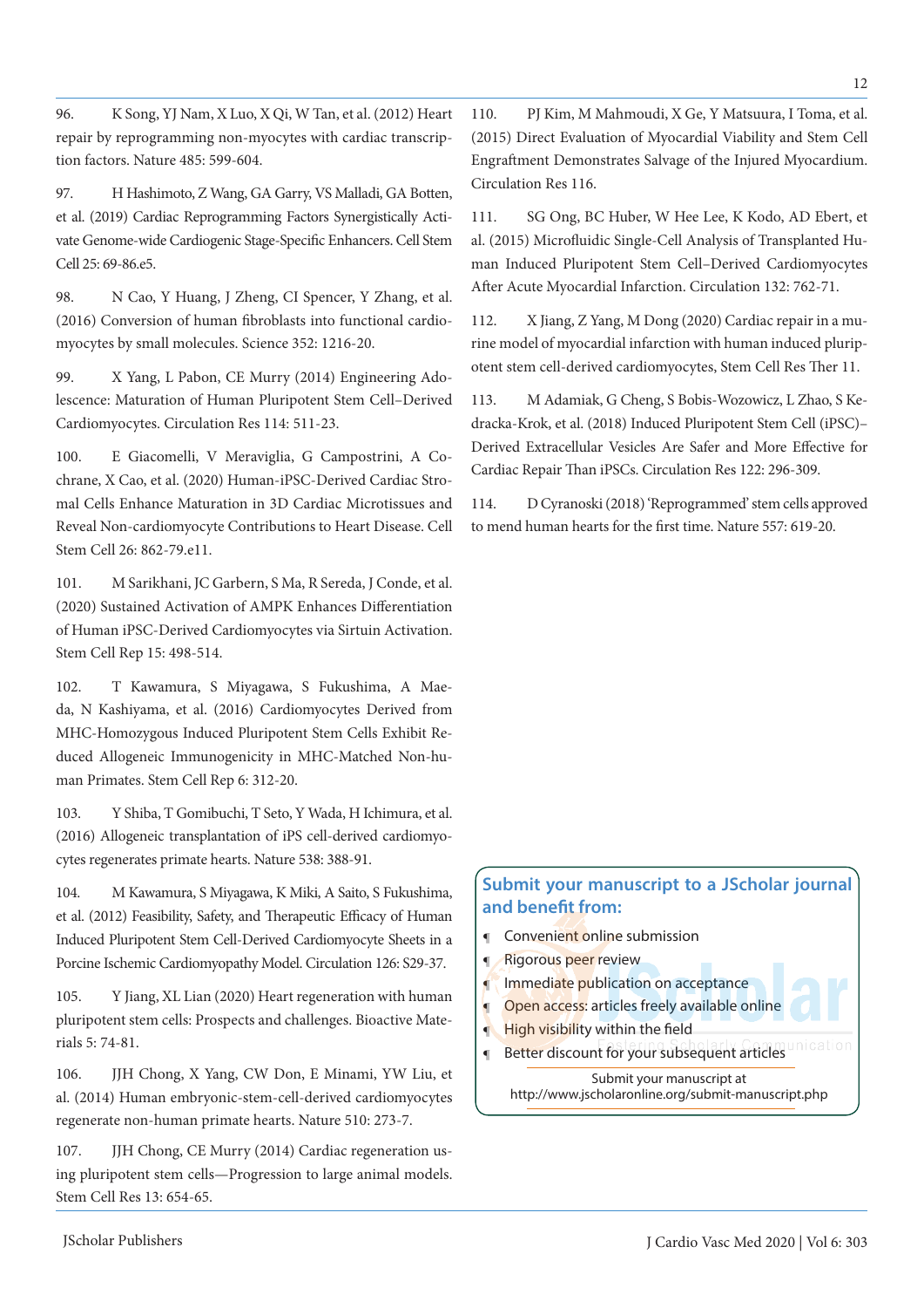96. K Song, YJ Nam, X Luo, X Qi, W Tan, et al. (2012) Heart repair by reprogramming non-myocytes with cardiac transcription factors. Nature 485: 599-604.

97. H Hashimoto, Z Wang, GA Garry, VS Malladi, GA Botten, et al. (2019) Cardiac Reprogramming Factors Synergistically Activate Genome-wide Cardiogenic Stage-Specific Enhancers. Cell Stem Cell 25: 69-86.e5.

98. N Cao, Y Huang, J Zheng, CI Spencer, Y Zhang, et al. (2016) Conversion of human fibroblasts into functional cardiomyocytes by small molecules. Science 352: 1216-20.

99. X Yang, L Pabon, CE Murry (2014) Engineering Adolescence: Maturation of Human Pluripotent Stem Cell–Derived Cardiomyocytes. Circulation Res 114: 511-23.

100. E Giacomelli, V Meraviglia, G Campostrini, A Cochrane, X Cao, et al. (2020) Human-iPSC-Derived Cardiac Stromal Cells Enhance Maturation in 3D Cardiac Microtissues and Reveal Non-cardiomyocyte Contributions to Heart Disease. Cell Stem Cell 26: 862-79.e11.

101. M Sarikhani, JC Garbern, S Ma, R Sereda, J Conde, et al. (2020) Sustained Activation of AMPK Enhances Differentiation of Human iPSC-Derived Cardiomyocytes via Sirtuin Activation. Stem Cell Rep 15: 498-514.

102. T Kawamura, S Miyagawa, S Fukushima, A Maeda, N Kashiyama, et al. (2016) Cardiomyocytes Derived from MHC-Homozygous Induced Pluripotent Stem Cells Exhibit Reduced Allogeneic Immunogenicity in MHC-Matched Non-human Primates. Stem Cell Rep 6: 312-20.

103. Y Shiba, T Gomibuchi, T Seto, Y Wada, H Ichimura, et al. (2016) Allogeneic transplantation of iPS cell-derived cardiomyocytes regenerates primate hearts. Nature 538: 388-91.

104. M Kawamura, S Miyagawa, K Miki, A Saito, S Fukushima, et al. (2012) Feasibility, Safety, and Therapeutic Efficacy of Human Induced Pluripotent Stem Cell-Derived Cardiomyocyte Sheets in a Porcine Ischemic Cardiomyopathy Model. Circulation 126: S29-37.

105. Y Jiang, XL Lian (2020) Heart regeneration with human pluripotent stem cells: Prospects and challenges. Bioactive Materials 5: 74-81.

106. JJH Chong, X Yang, CW Don, E Minami, YW Liu, et al. (2014) Human embryonic-stem-cell-derived cardiomyocytes regenerate non-human primate hearts. Nature 510: 273-7.

107. JJH Chong, CE Murry (2014) Cardiac regeneration using pluripotent stem cells—Progression to large animal models. Stem Cell Res 13: 654-65.

110. PJ Kim, M Mahmoudi, X Ge, Y Matsuura, I Toma, et al. (2015) Direct Evaluation of Myocardial Viability and Stem Cell Engraftment Demonstrates Salvage of the Injured Myocardium. Circulation Res 116.

111. SG Ong, BC Huber, W Hee Lee, K Kodo, AD Ebert, et al. (2015) Microfluidic Single-Cell Analysis of Transplanted Human Induced Pluripotent Stem Cell–Derived Cardiomyocytes After Acute Myocardial Infarction. Circulation 132: 762-71.

112. X Jiang, Z Yang, M Dong (2020) Cardiac repair in a murine model of myocardial infarction with human induced pluripotent stem cell-derived cardiomyocytes, Stem Cell Res Ther 11.

113. M Adamiak, G Cheng, S Bobis-Wozowicz, L Zhao, S Kedracka-Krok, et al. (2018) Induced Pluripotent Stem Cell (iPSC)–Derived Extracellular Vesicles Are Safer and More Effective for Cardiac Repair Than iPSCs. Circulation Res 122: 296-309.

114. D Cyranoski (2018) 'Reprogrammed' stem cells approved to mend human hearts for the first time. Nature 557: 619-20.

**Submit your manuscript to a JScholar journal and benefit from:**

- Convenient online submission
- Rigorous peer review
- Immediate publication on acceptance
- Open access: articles freely available online
- High visibility within the field
- Better discount for your subsequent articles

Submit your manuscript at
http://www.jscholaronline.org/submit-manuscript.php